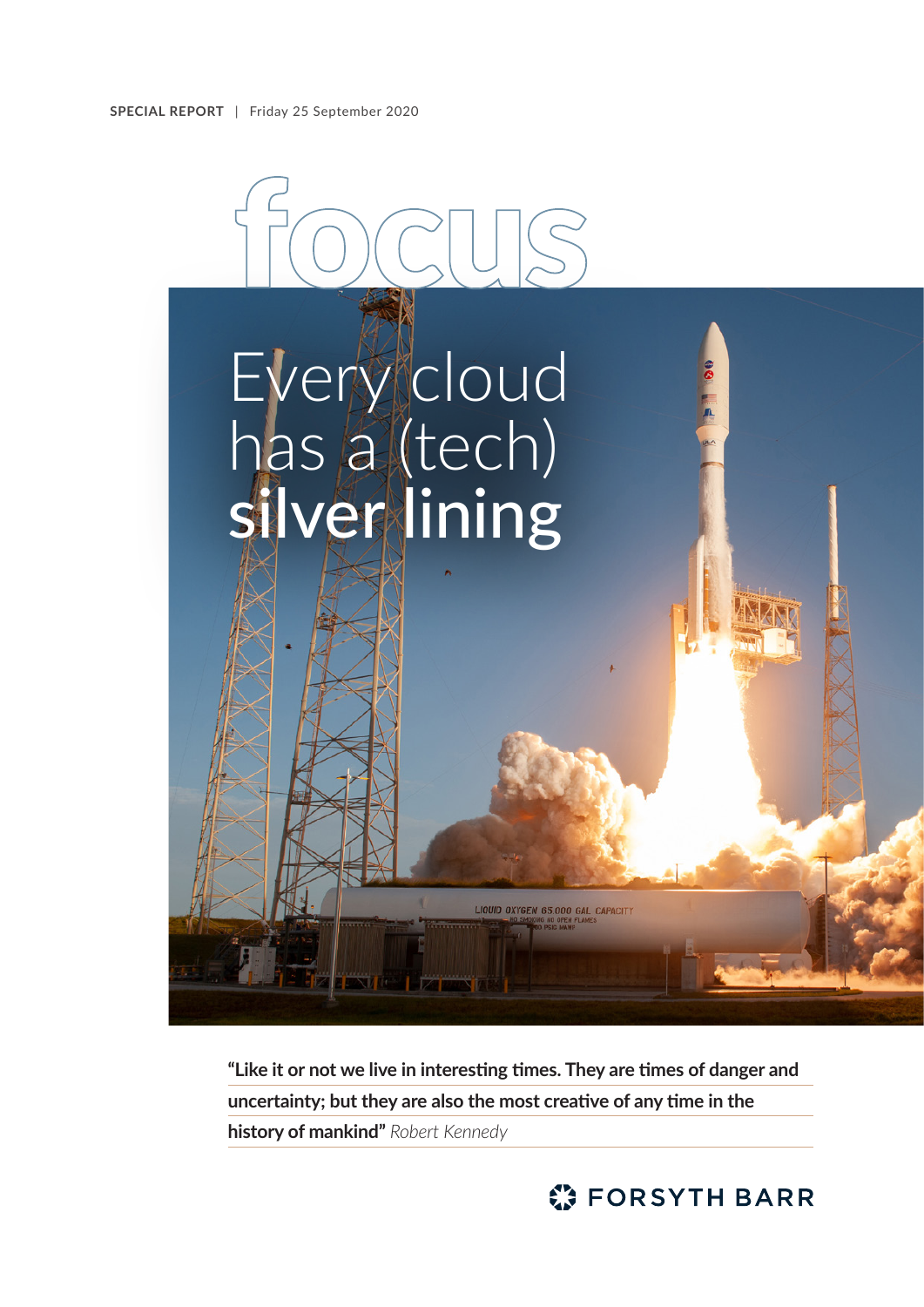**SPECIAL REPORT** | Friday 25 September 2020

# focus

# Every cloud has a (tech) silver lining

**"Like it or not we live in interesting times. They are times of danger and uncertainty; but they are also the most creative of any time in the history of mankind"** *Robert Kennedy*

FORSYTH BARR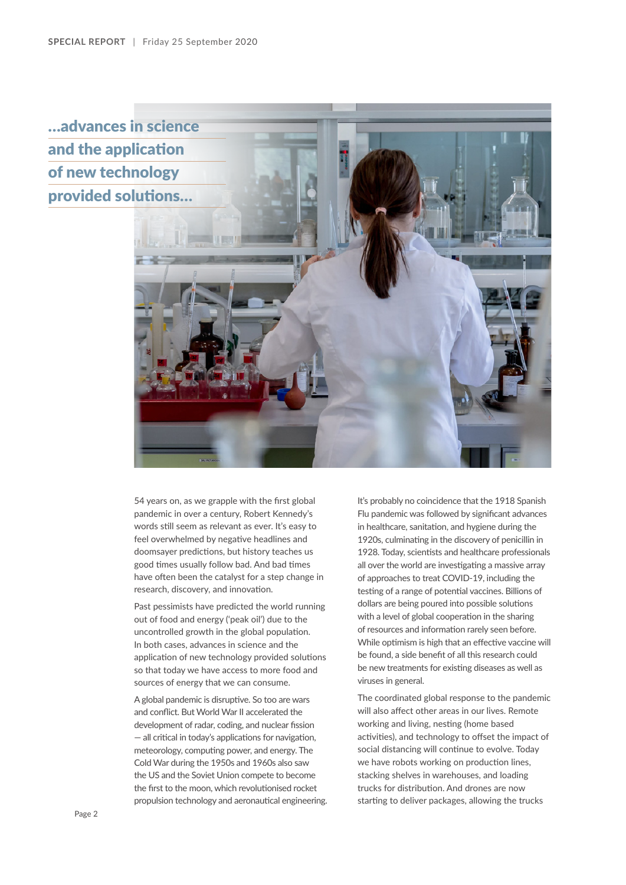> ...advances in science and the application of new technology provided solutions...

54 years on, as we grapple with the first global pandemic in over a century, Robert Kennedy's words still seem as relevant as ever. It's easy to feel overwhelmed by negative headlines and doomsayer predictions, but history teaches us good times usually follow bad. And bad times have often been the catalyst for a step change in research, discovery, and innovation.

Past pessimists have predicted the world running out of food and energy ('peak oil') due to the uncontrolled growth in the global population. In both cases, advances in science and the application of new technology provided solutions so that today we have access to more food and sources of energy that we can consume.

A global pandemic is disruptive. So too are wars and conflict. But World War II accelerated the development of radar, coding, and nuclear fission — all critical in today's applications for navigation, meteorology, computing power, and energy. The Cold War during the 1950s and 1960s also saw the US and the Soviet Union compete to become the first to the moon, which revolutionised rocket propulsion technology and aeronautical engineering.

It's probably no coincidence that the 1918 Spanish Flu pandemic was followed by significant advances in healthcare, sanitation, and hygiene during the 1920s, culminating in the discovery of penicillin in 1928. Today, scientists and healthcare professionals all over the world are investigating a massive array of approaches to treat COVID-19, including the testing of a range of potential vaccines. Billions of dollars are being poured into possible solutions with a level of global cooperation in the sharing of resources and information rarely seen before. While optimism is high that an effective vaccine will be found, a side benefit of all this research could be new treatments for existing diseases as well as viruses in general.

The coordinated global response to the pandemic will also affect other areas in our lives. Remote working and living, nesting (home based activities), and technology to offset the impact of social distancing will continue to evolve. Today we have robots working on production lines, stacking shelves in warehouses, and loading trucks for distribution. And drones are now starting to deliver packages, allowing the trucks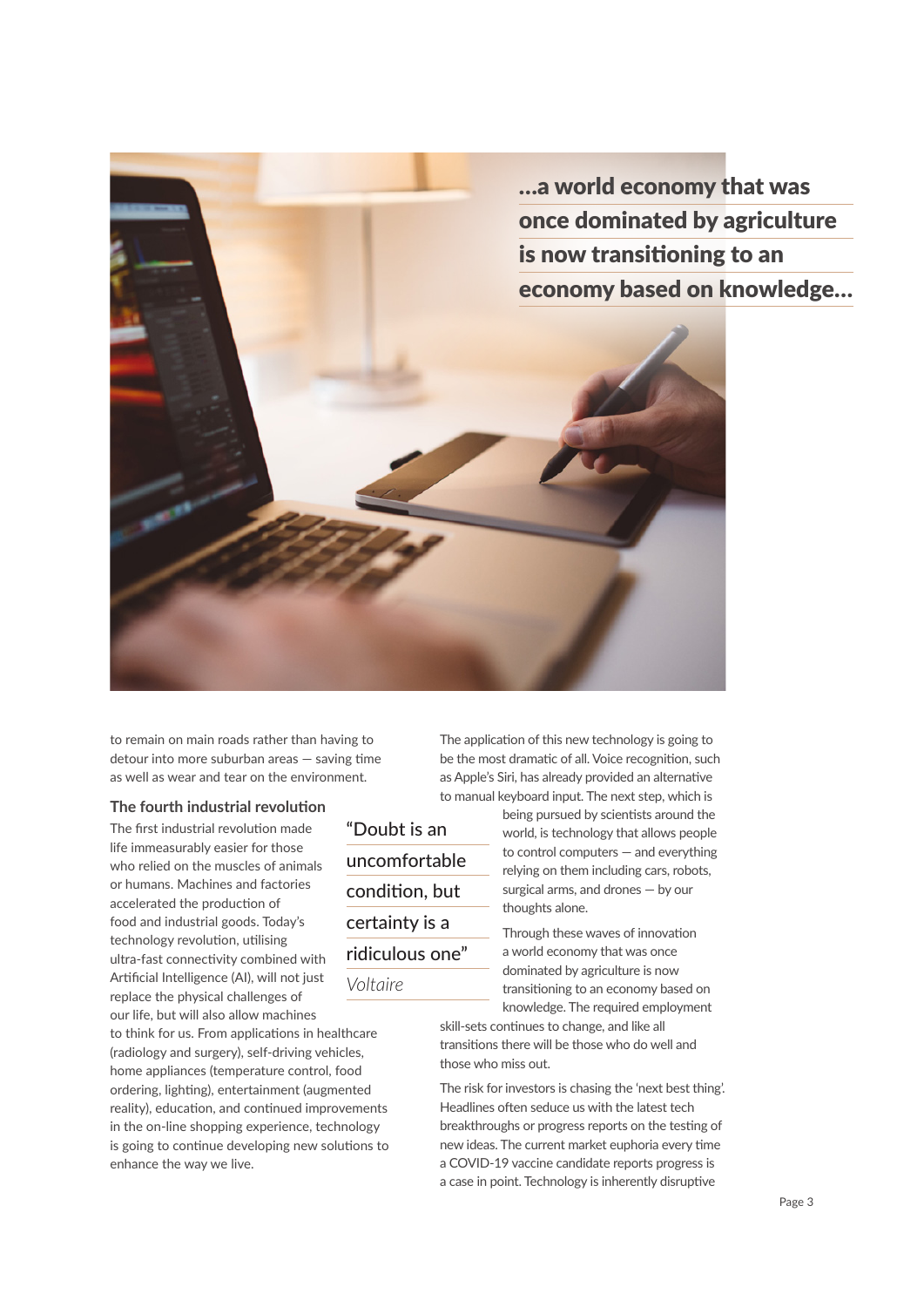> **...a world economy that was once dominated by agriculture is now transitioning to an economy based on knowledge...**

to remain on main roads rather than having to detour into more suburban areas — saving time as well as wear and tear on the environment.

### The fourth industrial revolution

The first industrial revolution made life immeasurably easier for those who relied on the muscles of animals or humans. Machines and factories accelerated the production of food and industrial goods. Today's technology revolution, utilising ultra-fast connectivity combined with Artificial Intelligence (AI), will not just replace the physical challenges of our life, but will also allow machines to think for us. From applications in healthcare (radiology and surgery), self-driving vehicles, home appliances (temperature control, food ordering, lighting), entertainment (augmented reality), education, and continued improvements in the on-line shopping experience, technology is going to continue developing new solutions to enhance the way we live.

> "Doubt is an uncomfortable condition, but certainty is a ridiculous one"
>
> *Voltaire*

The application of this new technology is going to be the most dramatic of all. Voice recognition, such as Apple's Siri, has already provided an alternative to manual keyboard input. The next step, which is being pursued by scientists around the world, is technology that allows people to control computers — and everything relying on them including cars, robots, surgical arms, and drones — by our thoughts alone.

Through these waves of innovation a world economy that was once dominated by agriculture is now transitioning to an economy based on knowledge. The required employment skill-sets continues to change, and like all transitions there will be those who do well and those who miss out.

The risk for investors is chasing the 'next best thing'. Headlines often seduce us with the latest tech breakthroughs or progress reports on the testing of new ideas. The current market euphoria every time a COVID-19 vaccine candidate reports progress is a case in point. Technology is inherently disruptive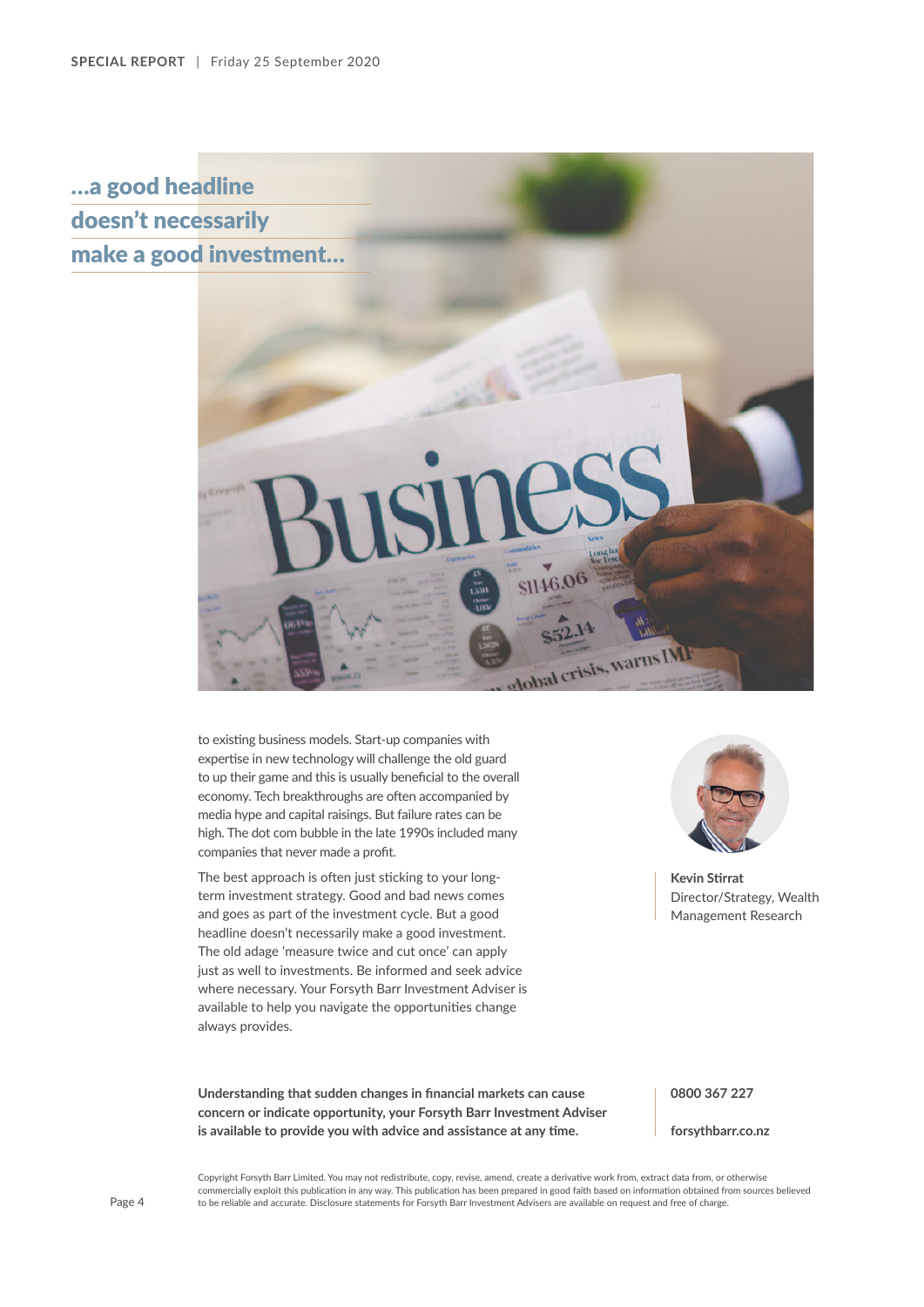## ...a good headline doesn't necessarily make a good investment...

to existing business models. Start-up companies with expertise in new technology will challenge the old guard to up their game and this is usually beneficial to the overall economy. Tech breakthroughs are often accompanied by media hype and capital raisings. But failure rates can be high. The dot com bubble in the late 1990s included many companies that never made a profit.

The best approach is often just sticking to your long-term investment strategy. Good and bad news comes and goes as part of the investment cycle. But a good headline doesn't necessarily make a good investment. The old adage 'measure twice and cut once' can apply just as well to investments. Be informed and seek advice where necessary. Your Forsyth Barr Investment Adviser is available to help you navigate the opportunities change always provides.

**Kevin Stirrat**
Director/Strategy, Wealth Management Research

**Understanding that sudden changes in financial markets can cause concern or indicate opportunity, your Forsyth Barr Investment Adviser is available to provide you with advice and assistance at any time.**

**0800 367 227**

**forsythbarr.co.nz**

Copyright Forsyth Barr Limited. You may not redistribute, copy, revise, amend, create a derivative work from, extract data from, or otherwise commercially exploit this publication in any way. This publication has been prepared in good faith based on information obtained from sources believed to be reliable and accurate. Disclosure statements for Forsyth Barr Investment Advisers are available on request and free of charge.